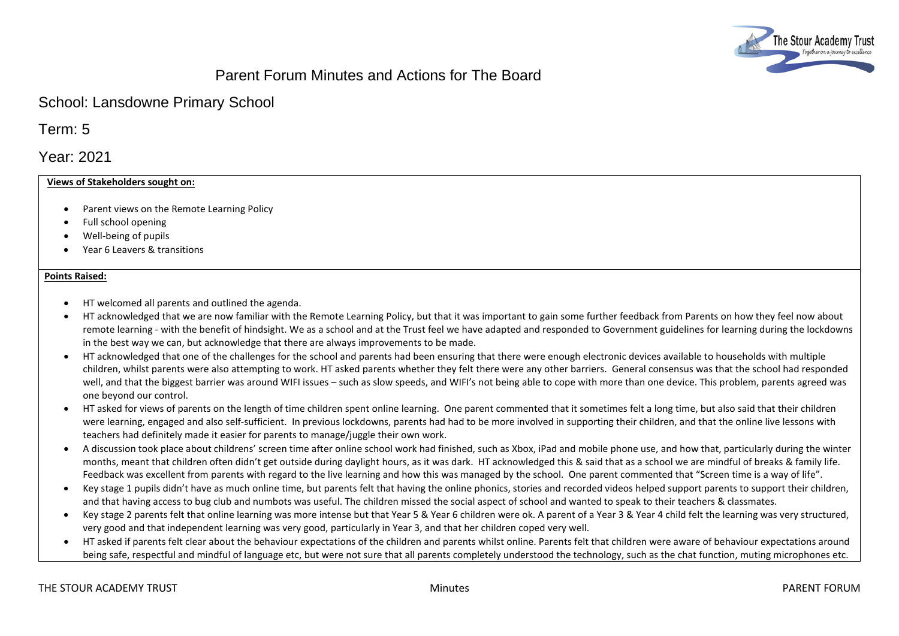# Parent Forum Minutes and Actions for The Board

## School: Lansdowne Primary School

## Term: 5

## Year: 2021

**Views of Stakeholders sought on:**

- Parent views on the Remote Learning Policy
- Full school opening
- Well-being of pupils
- Year 6 Leavers & transitions

**Points Raised:**

- HT welcomed all parents and outlined the agenda.
- HT acknowledged that we are now familiar with the Remote Learning Policy, but that it was important to gain some further feedback from Parents on how they feel now about remote learning - with the benefit of hindsight. We as a school and at the Trust feel we have adapted and responded to Government guidelines for learning during the lockdowns in the best way we can, but acknowledge that there are always improvements to be made.
- HT acknowledged that one of the challenges for the school and parents had been ensuring that there were enough electronic devices available to households with multiple children, whilst parents were also attempting to work. HT asked parents whether they felt there were any other barriers. General consensus was that the school had responded well, and that the biggest barrier was around WIFI issues – such as slow speeds, and WIFI's not being able to cope with more than one device. This problem, parents agreed was one beyond our control.
- HT asked for views of parents on the length of time children spent online learning. One parent commented that it sometimes felt a long time, but also said that their children were learning, engaged and also self-sufficient. In previous lockdowns, parents had had to be more involved in supporting their children, and that the online live lessons with teachers had definitely made it easier for parents to manage/juggle their own work.
- A discussion took place about childrens' screen time after online school work had finished, such as Xbox, iPad and mobile phone use, and how that, particularly during the winter months, meant that children often didn't get outside during daylight hours, as it was dark. HT acknowledged this & said that as a school we are mindful of breaks & family life. Feedback was excellent from parents with regard to the live learning and how this was managed by the school. One parent commented that "Screen time is a way of life".
- Key stage 1 pupils didn't have as much online time, but parents felt that having the online phonics, stories and recorded videos helped support parents to support their children, and that having access to bug club and numbots was useful. The children missed the social aspect of school and wanted to speak to their teachers & classmates.
- Key stage 2 parents felt that online learning was more intense but that Year 5 & Year 6 children were ok. A parent of a Year 3 & Year 4 child felt the learning was very structured, very good and that independent learning was very good, particularly in Year 3, and that her children coped very well.
- HT asked if parents felt clear about the behaviour expectations of the children and parents whilst online. Parents felt that children were aware of behaviour expectations around being safe, respectful and mindful of language etc, but were not sure that all parents completely understood the technology, such as the chat function, muting microphones etc.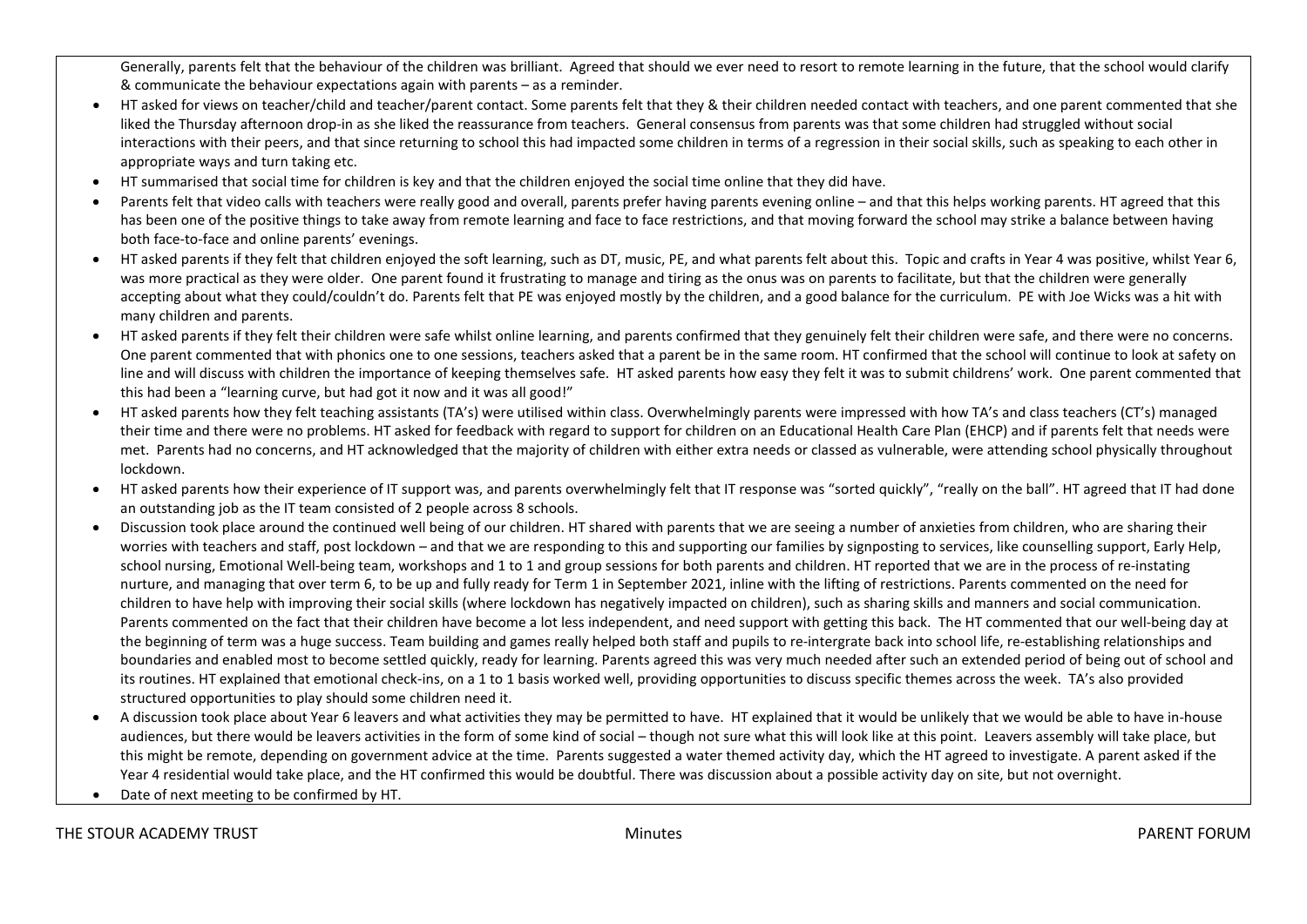Generally, parents felt that the behaviour of the children was brilliant. Agreed that should we ever need to resort to remote learning in the future, that the school would clarify & communicate the behaviour expectations again with parents – as a reminder.

- HT asked for views on teacher/child and teacher/parent contact. Some parents felt that they & their children needed contact with teachers, and one parent commented that she liked the Thursday afternoon drop-in as she liked the reassurance from teachers. General consensus from parents was that some children had struggled without social interactions with their peers, and that since returning to school this had impacted some children in terms of a regression in their social skills, such as speaking to each other in appropriate ways and turn taking etc.
- HT summarised that social time for children is key and that the children enjoyed the social time online that they did have.
- Parents felt that video calls with teachers were really good and overall, parents prefer having parents evening online – and that this helps working parents. HT agreed that this has been one of the positive things to take away from remote learning and face to face restrictions, and that moving forward the school may strike a balance between having both face-to-face and online parents' evenings.
- HT asked parents if they felt that children enjoyed the soft learning, such as DT, music, PE, and what parents felt about this. Topic and crafts in Year 4 was positive, whilst Year 6, was more practical as they were older. One parent found it frustrating to manage and tiring as the onus was on parents to facilitate, but that the children were generally accepting about what they could/couldn't do. Parents felt that PE was enjoyed mostly by the children, and a good balance for the curriculum. PE with Joe Wicks was a hit with many children and parents.
- HT asked parents if they felt their children were safe whilst online learning, and parents confirmed that they genuinely felt their children were safe, and there were no concerns. One parent commented that with phonics one to one sessions, teachers asked that a parent be in the same room. HT confirmed that the school will continue to look at safety on line and will discuss with children the importance of keeping themselves safe. HT asked parents how easy they felt it was to submit childrens' work. One parent commented that this had been a "learning curve, but had got it now and it was all good!"
- HT asked parents how they felt teaching assistants (TA's) were utilised within class. Overwhelmingly parents were impressed with how TA's and class teachers (CT's) managed their time and there were no problems. HT asked for feedback with regard to support for children on an Educational Health Care Plan (EHCP) and if parents felt that needs were met. Parents had no concerns, and HT acknowledged that the majority of children with either extra needs or classed as vulnerable, were attending school physically throughout lockdown.
- HT asked parents how their experience of IT support was, and parents overwhelmingly felt that IT response was "sorted quickly", "really on the ball". HT agreed that IT had done an outstanding job as the IT team consisted of 2 people across 8 schools.
- Discussion took place around the continued well being of our children. HT shared with parents that we are seeing a number of anxieties from children, who are sharing their worries with teachers and staff, post lockdown – and that we are responding to this and supporting our families by signposting to services, like counselling support, Early Help, school nursing, Emotional Well-being team, workshops and 1 to 1 and group sessions for both parents and children. HT reported that we are in the process of re-instating nurture, and managing that over term 6, to be up and fully ready for Term 1 in September 2021, inline with the lifting of restrictions. Parents commented on the need for children to have help with improving their social skills (where lockdown has negatively impacted on children), such as sharing skills and manners and social communication. Parents commented on the fact that their children have become a lot less independent, and need support with getting this back. The HT commented that our well-being day at the beginning of term was a huge success. Team building and games really helped both staff and pupils to re-intergrate back into school life, re-establishing relationships and boundaries and enabled most to become settled quickly, ready for learning. Parents agreed this was very much needed after such an extended period of being out of school and its routines. HT explained that emotional check-ins, on a 1 to 1 basis worked well, providing opportunities to discuss specific themes across the week. TA's also provided structured opportunities to play should some children need it.
- A discussion took place about Year 6 leavers and what activities they may be permitted to have. HT explained that it would be unlikely that we would be able to have in-house audiences, but there would be leavers activities in the form of some kind of social – though not sure what this will look like at this point. Leavers assembly will take place, but this might be remote, depending on government advice at the time. Parents suggested a water themed activity day, which the HT agreed to investigate. A parent asked if the Year 4 residential would take place, and the HT confirmed this would be doubtful. There was discussion about a possible activity day on site, but not overnight.
- Date of next meeting to be confirmed by HT.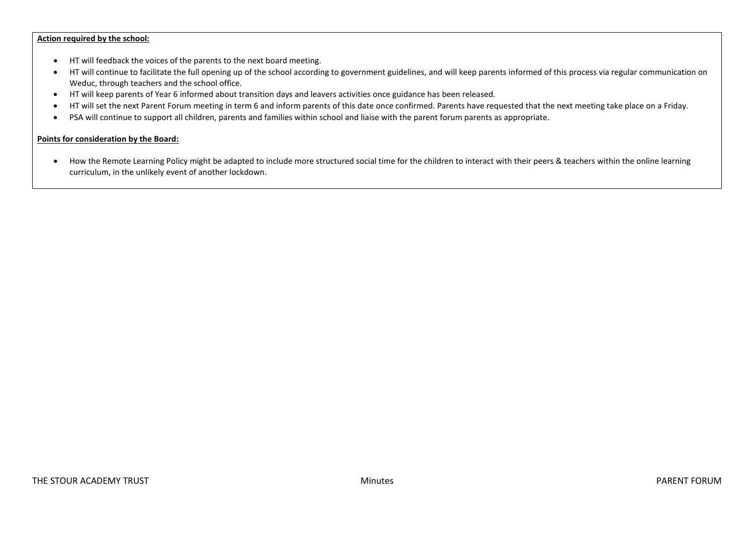**Action required by the school:**

- HT will feedback the voices of the parents to the next board meeting.
- HT will continue to facilitate the full opening up of the school according to government guidelines, and will keep parents informed of this process via regular communication on Weduc, through teachers and the school office.
- HT will keep parents of Year 6 informed about transition days and leavers activities once guidance has been released.
- HT will set the next Parent Forum meeting in term 6 and inform parents of this date once confirmed. Parents have requested that the next meeting take place on a Friday.
- PSA will continue to support all children, parents and families within school and liaise with the parent forum parents as appropriate.

**Points for consideration by the Board:**

- How the Remote Learning Policy might be adapted to include more structured social time for the children to interact with their peers & teachers within the online learning curriculum, in the unlikely event of another lockdown.